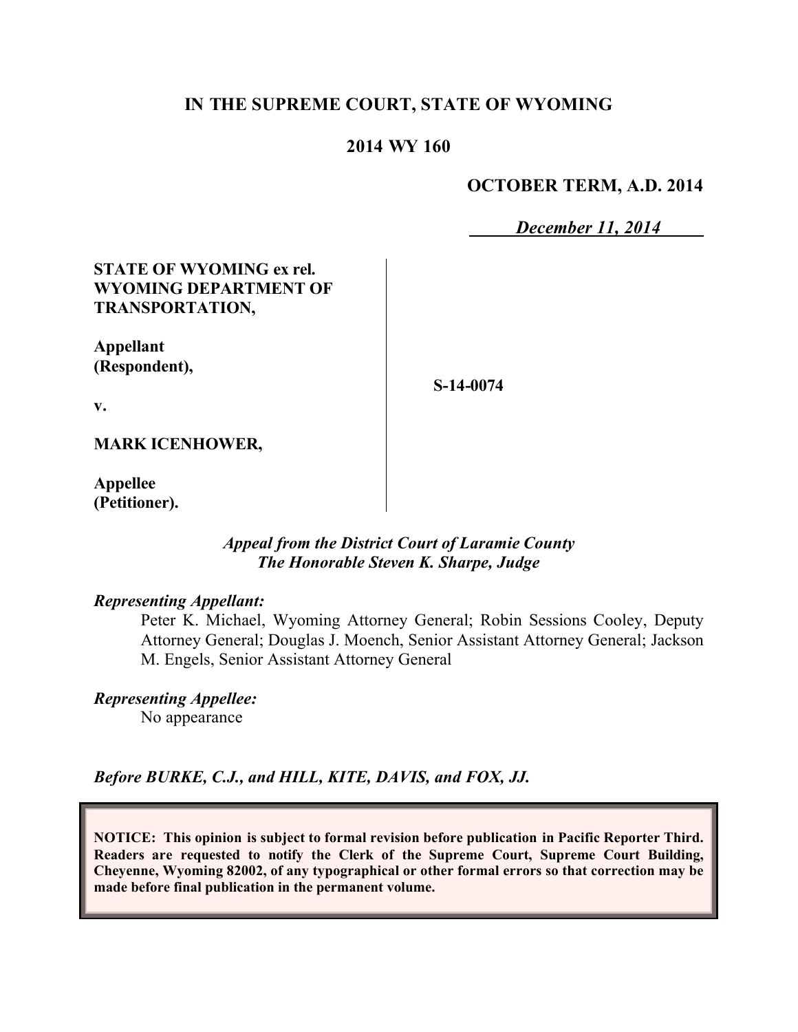**IN THE SUPREME COURT, STATE OF WYOMING**

**2014 WY 160**

**OCTOBER TERM, A.D. 2014**

*December 11, 2014*

| | |
|---|---|
| **STATE OF WYOMING ex rel. WYOMING DEPARTMENT OF TRANSPORTATION,**<br><br>**Appellant (Respondent),**<br><br>**v.**<br><br>**MARK ICENHOWER,**<br><br>**Appellee (Petitioner).** | **S-14-0074** |

*Appeal from the District Court of Laramie County*
*The Honorable Steven K. Sharpe, Judge*

*Representing Appellant:*

Peter K. Michael, Wyoming Attorney General; Robin Sessions Cooley, Deputy Attorney General; Douglas J. Moench, Senior Assistant Attorney General; Jackson M. Engels, Senior Assistant Attorney General

*Representing Appellee:*

No appearance

*Before BURKE, C.J., and HILL, KITE, DAVIS, and FOX, JJ.*

**NOTICE: This opinion is subject to formal revision before publication in Pacific Reporter Third. Readers are requested to notify the Clerk of the Supreme Court, Supreme Court Building, Cheyenne, Wyoming 82002, of any typographical or other formal errors so that correction may be made before final publication in the permanent volume.**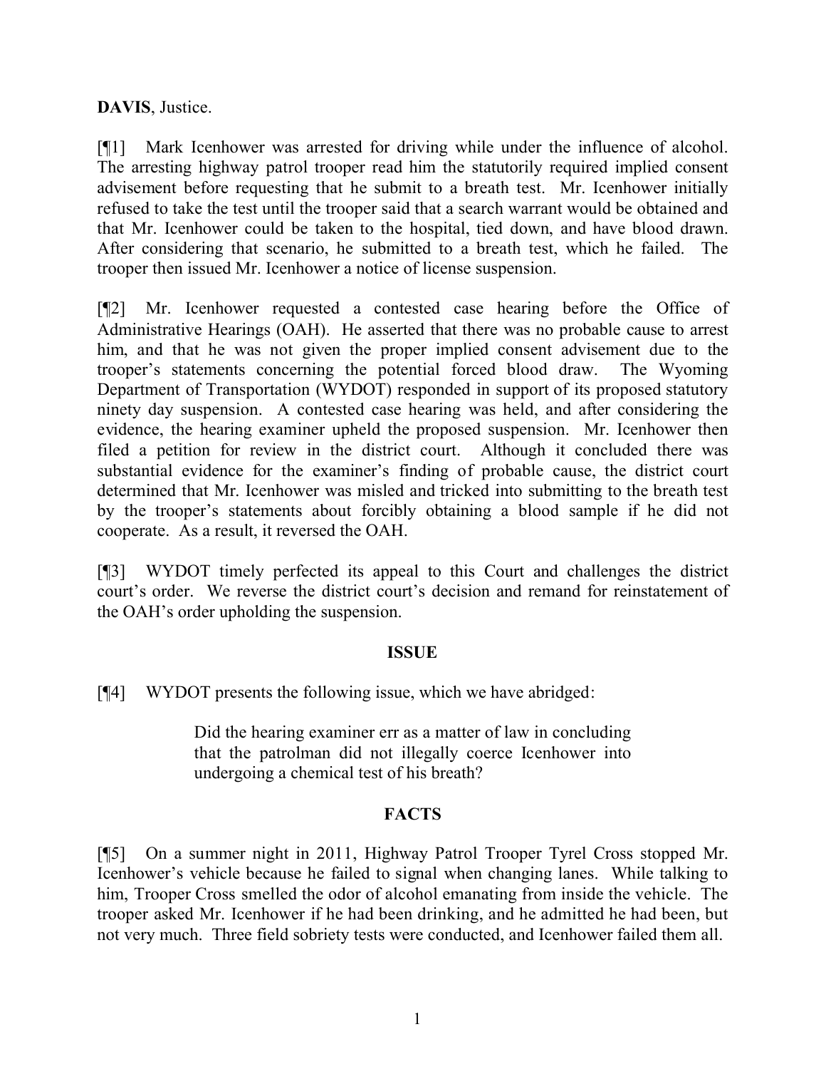**DAVIS**, Justice.

[¶1] Mark Icenhower was arrested for driving while under the influence of alcohol. The arresting highway patrol trooper read him the statutorily required implied consent advisement before requesting that he submit to a breath test. Mr. Icenhower initially refused to take the test until the trooper said that a search warrant would be obtained and that Mr. Icenhower could be taken to the hospital, tied down, and have blood drawn. After considering that scenario, he submitted to a breath test, which he failed. The trooper then issued Mr. Icenhower a notice of license suspension.

[¶2] Mr. Icenhower requested a contested case hearing before the Office of Administrative Hearings (OAH). He asserted that there was no probable cause to arrest him, and that he was not given the proper implied consent advisement due to the trooper's statements concerning the potential forced blood draw. The Wyoming Department of Transportation (WYDOT) responded in support of its proposed statutory ninety day suspension. A contested case hearing was held, and after considering the evidence, the hearing examiner upheld the proposed suspension. Mr. Icenhower then filed a petition for review in the district court. Although it concluded there was substantial evidence for the examiner's finding of probable cause, the district court determined that Mr. Icenhower was misled and tricked into submitting to the breath test by the trooper's statements about forcibly obtaining a blood sample if he did not cooperate. As a result, it reversed the OAH.

[¶3] WYDOT timely perfected its appeal to this Court and challenges the district court's order. We reverse the district court's decision and remand for reinstatement of the OAH's order upholding the suspension.

## ISSUE

[¶4] WYDOT presents the following issue, which we have abridged:

> Did the hearing examiner err as a matter of law in concluding that the patrolman did not illegally coerce Icenhower into undergoing a chemical test of his breath?

## FACTS

[¶5] On a summer night in 2011, Highway Patrol Trooper Tyrel Cross stopped Mr. Icenhower's vehicle because he failed to signal when changing lanes. While talking to him, Trooper Cross smelled the odor of alcohol emanating from inside the vehicle. The trooper asked Mr. Icenhower if he had been drinking, and he admitted he had been, but not very much. Three field sobriety tests were conducted, and Icenhower failed them all.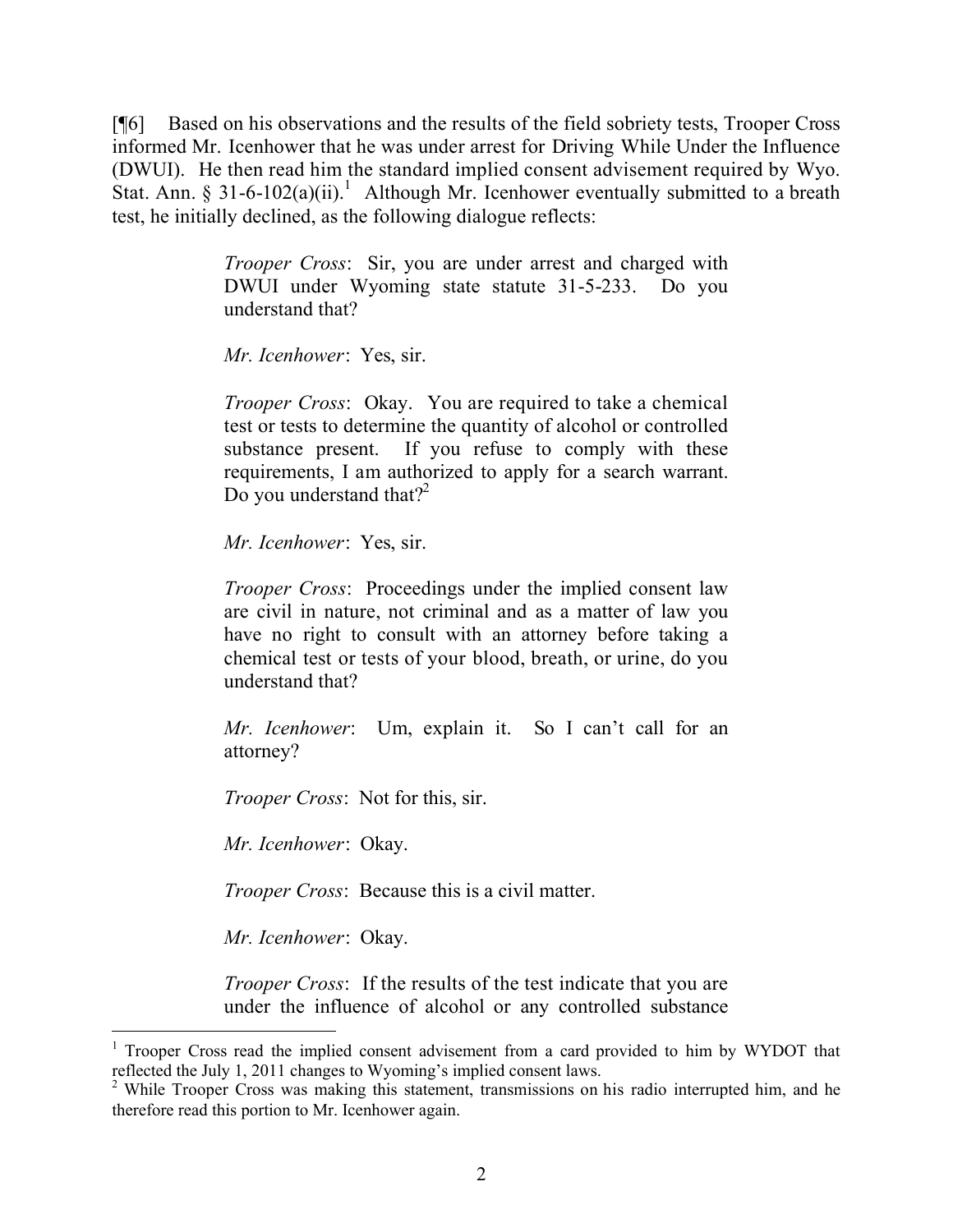[¶6] Based on his observations and the results of the field sobriety tests, Trooper Cross informed Mr. Icenhower that he was under arrest for Driving While Under the Influence (DWUI). He then read him the standard implied consent advisement required by Wyo. Stat. Ann. § 31-6-102(a)(ii).[1] Although Mr. Icenhower eventually submitted to a breath test, he initially declined, as the following dialogue reflects:

> *Trooper Cross*: Sir, you are under arrest and charged with DWUI under Wyoming state statute 31-5-233. Do you understand that?
>
> *Mr. Icenhower*: Yes, sir.
>
> *Trooper Cross*: Okay. You are required to take a chemical test or tests to determine the quantity of alcohol or controlled substance present. If you refuse to comply with these requirements, I am authorized to apply for a search warrant. Do you understand that?[2]
>
> *Mr. Icenhower*: Yes, sir.
>
> *Trooper Cross*: Proceedings under the implied consent law are civil in nature, not criminal and as a matter of law you have no right to consult with an attorney before taking a chemical test or tests of your blood, breath, or urine, do you understand that?
>
> *Mr. Icenhower*: Um, explain it. So I can't call for an attorney?
>
> *Trooper Cross*: Not for this, sir.
>
> *Mr. Icenhower*: Okay.
>
> *Trooper Cross*: Because this is a civil matter.
>
> *Mr. Icenhower*: Okay.
>
> *Trooper Cross*: If the results of the test indicate that you are under the influence of alcohol or any controlled substance

---

[1] Trooper Cross read the implied consent advisement from a card provided to him by WYDOT that reflected the July 1, 2011 changes to Wyoming's implied consent laws.

[2] While Trooper Cross was making this statement, transmissions on his radio interrupted him, and he therefore read this portion to Mr. Icenhower again.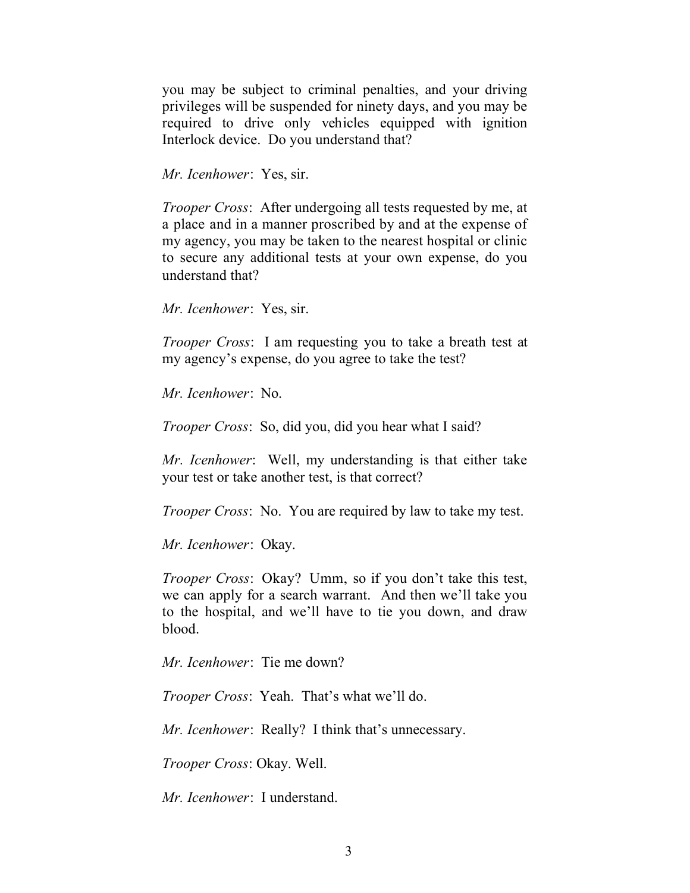you may be subject to criminal penalties, and your driving privileges will be suspended for ninety days, and you may be required to drive only vehicles equipped with ignition Interlock device. Do you understand that?

*Mr. Icenhower*: Yes, sir.

*Trooper Cross*: After undergoing all tests requested by me, at a place and in a manner proscribed by and at the expense of my agency, you may be taken to the nearest hospital or clinic to secure any additional tests at your own expense, do you understand that?

*Mr. Icenhower*: Yes, sir.

*Trooper Cross*: I am requesting you to take a breath test at my agency's expense, do you agree to take the test?

*Mr. Icenhower*: No.

*Trooper Cross*: So, did you, did you hear what I said?

*Mr. Icenhower*: Well, my understanding is that either take your test or take another test, is that correct?

*Trooper Cross*: No. You are required by law to take my test.

*Mr. Icenhower*: Okay.

*Trooper Cross*: Okay? Umm, so if you don't take this test, we can apply for a search warrant. And then we'll take you to the hospital, and we'll have to tie you down, and draw blood.

*Mr. Icenhower*: Tie me down?

*Trooper Cross*: Yeah. That's what we'll do.

*Mr. Icenhower*: Really? I think that's unnecessary.

*Trooper Cross*: Okay. Well.

*Mr. Icenhower*: I understand.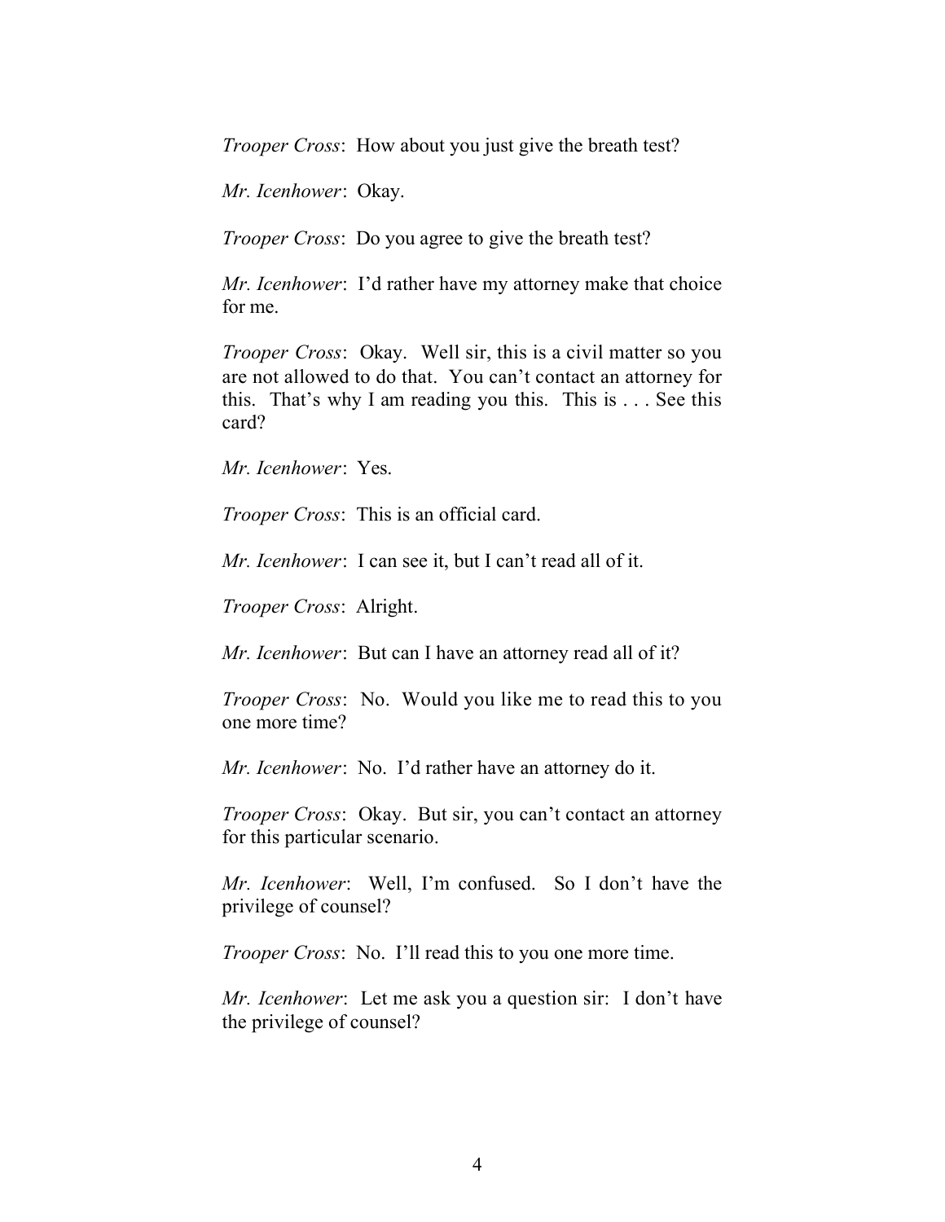*Trooper Cross*: How about you just give the breath test?

*Mr. Icenhower*: Okay.

*Trooper Cross*: Do you agree to give the breath test?

*Mr. Icenhower*: I'd rather have my attorney make that choice for me.

*Trooper Cross*: Okay. Well sir, this is a civil matter so you are not allowed to do that. You can't contact an attorney for this. That's why I am reading you this. This is . . . See this card?

*Mr. Icenhower*: Yes.

*Trooper Cross*: This is an official card.

*Mr. Icenhower*: I can see it, but I can't read all of it.

*Trooper Cross*: Alright.

*Mr. Icenhower*: But can I have an attorney read all of it?

*Trooper Cross*: No. Would you like me to read this to you one more time?

*Mr. Icenhower*: No. I'd rather have an attorney do it.

*Trooper Cross*: Okay. But sir, you can't contact an attorney for this particular scenario.

*Mr. Icenhower*: Well, I'm confused. So I don't have the privilege of counsel?

*Trooper Cross*: No. I'll read this to you one more time.

*Mr. Icenhower*: Let me ask you a question sir: I don't have the privilege of counsel?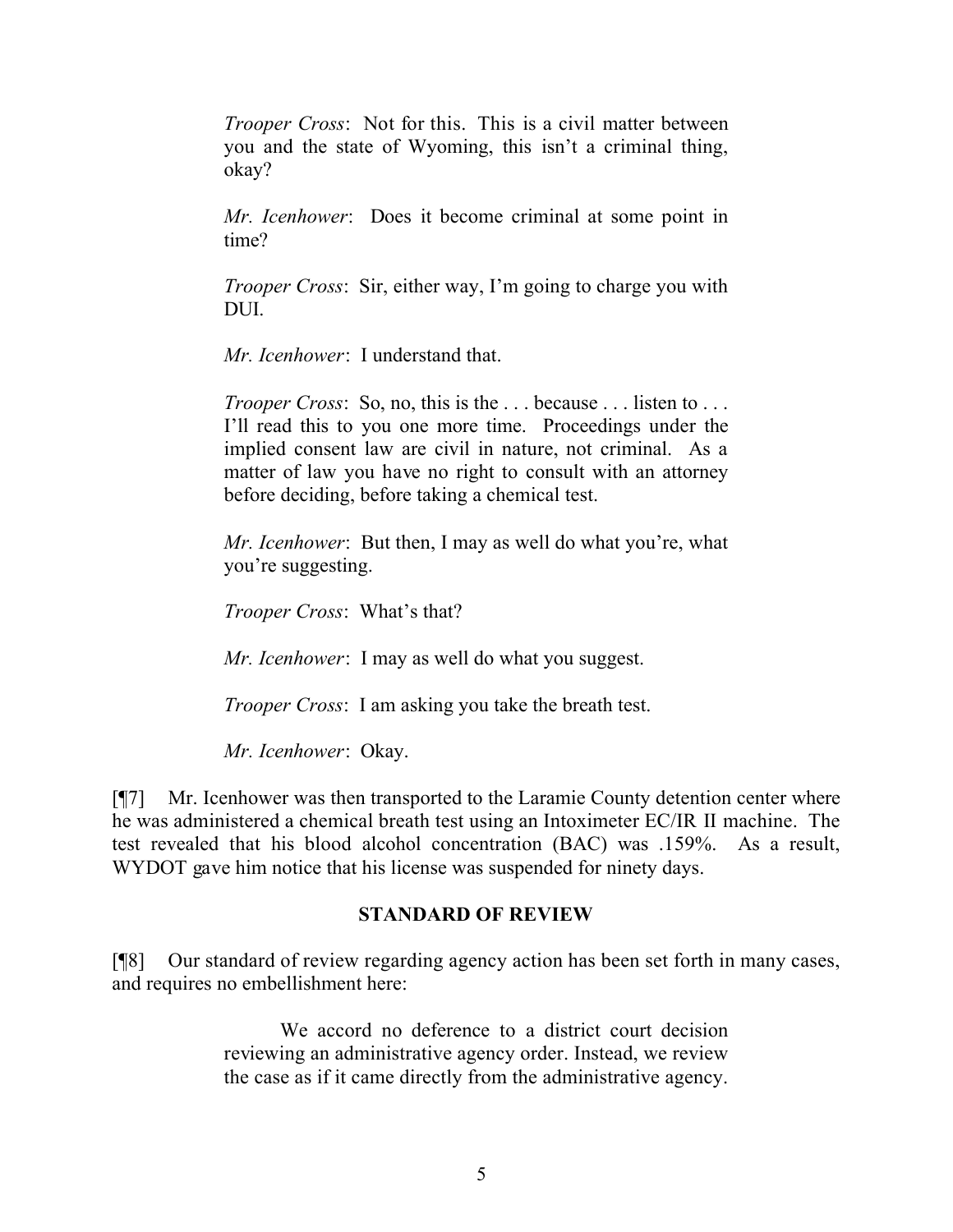> *Trooper Cross*: Not for this. This is a civil matter between you and the state of Wyoming, this isn't a criminal thing, okay?
>
> *Mr. Icenhower*: Does it become criminal at some point in time?
>
> *Trooper Cross*: Sir, either way, I'm going to charge you with DUI.
>
> *Mr. Icenhower*: I understand that.
>
> *Trooper Cross*: So, no, this is the . . . because . . . listen to . . . I'll read this to you one more time. Proceedings under the implied consent law are civil in nature, not criminal. As a matter of law you have no right to consult with an attorney before deciding, before taking a chemical test.
>
> *Mr. Icenhower*: But then, I may as well do what you're, what you're suggesting.
>
> *Trooper Cross*: What's that?
>
> *Mr. Icenhower*: I may as well do what you suggest.
>
> *Trooper Cross*: I am asking you take the breath test.
>
> *Mr. Icenhower*: Okay.

[¶7] Mr. Icenhower was then transported to the Laramie County detention center where he was administered a chemical breath test using an Intoximeter EC/IR II machine. The test revealed that his blood alcohol concentration (BAC) was .159%. As a result, WYDOT gave him notice that his license was suspended for ninety days.

## STANDARD OF REVIEW

[¶8] Our standard of review regarding agency action has been set forth in many cases, and requires no embellishment here:

> We accord no deference to a district court decision reviewing an administrative agency order. Instead, we review the case as if it came directly from the administrative agency.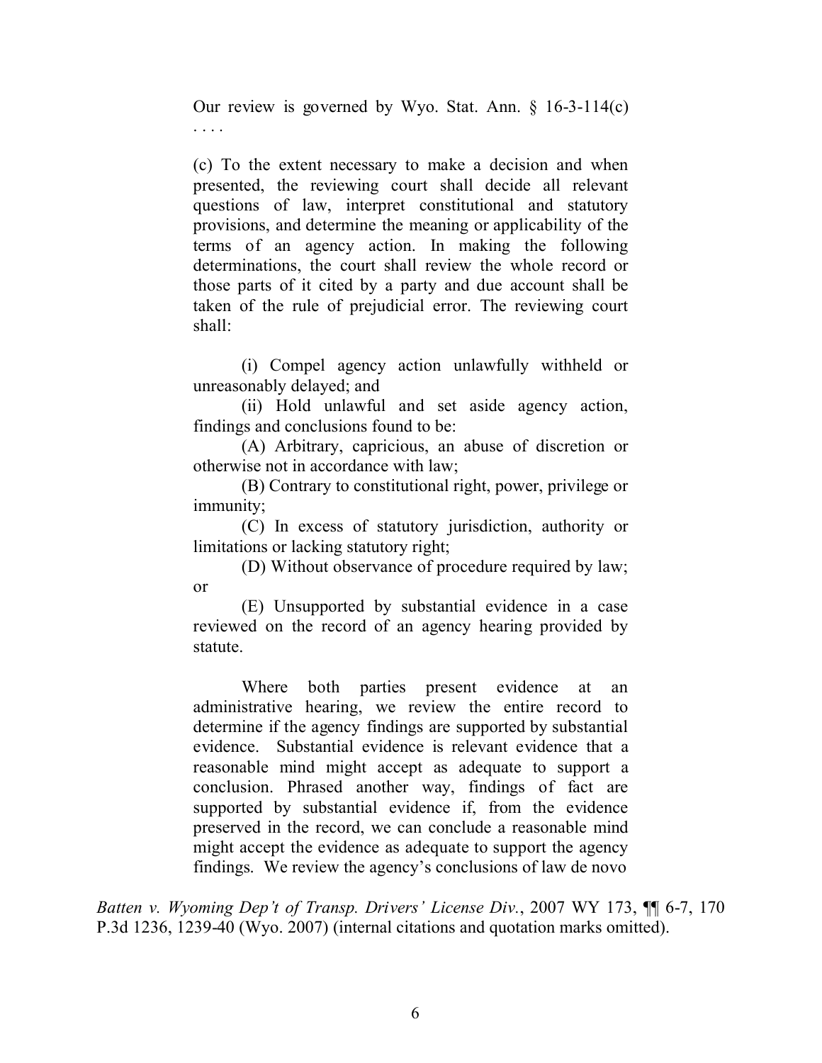> Our review is governed by Wyo. Stat. Ann. § 16-3-114(c) . . . .
>
> (c) To the extent necessary to make a decision and when presented, the reviewing court shall decide all relevant questions of law, interpret constitutional and statutory provisions, and determine the meaning or applicability of the terms of an agency action. In making the following determinations, the court shall review the whole record or those parts of it cited by a party and due account shall be taken of the rule of prejudicial error. The reviewing court shall:
>
> (i) Compel agency action unlawfully withheld or unreasonably delayed; and
>
> (ii) Hold unlawful and set aside agency action, findings and conclusions found to be:
>
> (A) Arbitrary, capricious, an abuse of discretion or otherwise not in accordance with law;
>
> (B) Contrary to constitutional right, power, privilege or immunity;
>
> (C) In excess of statutory jurisdiction, authority or limitations or lacking statutory right;
>
> (D) Without observance of procedure required by law; or
>
> (E) Unsupported by substantial evidence in a case reviewed on the record of an agency hearing provided by statute.
>
> Where both parties present evidence at an administrative hearing, we review the entire record to determine if the agency findings are supported by substantial evidence. Substantial evidence is relevant evidence that a reasonable mind might accept as adequate to support a conclusion. Phrased another way, findings of fact are supported by substantial evidence if, from the evidence preserved in the record, we can conclude a reasonable mind might accept the evidence as adequate to support the agency findings. We review the agency's conclusions of law de novo

*Batten v. Wyoming Dep't of Transp. Drivers' License Div.*, 2007 WY 173, ¶¶ 6-7, 170 P.3d 1236, 1239-40 (Wyo. 2007) (internal citations and quotation marks omitted).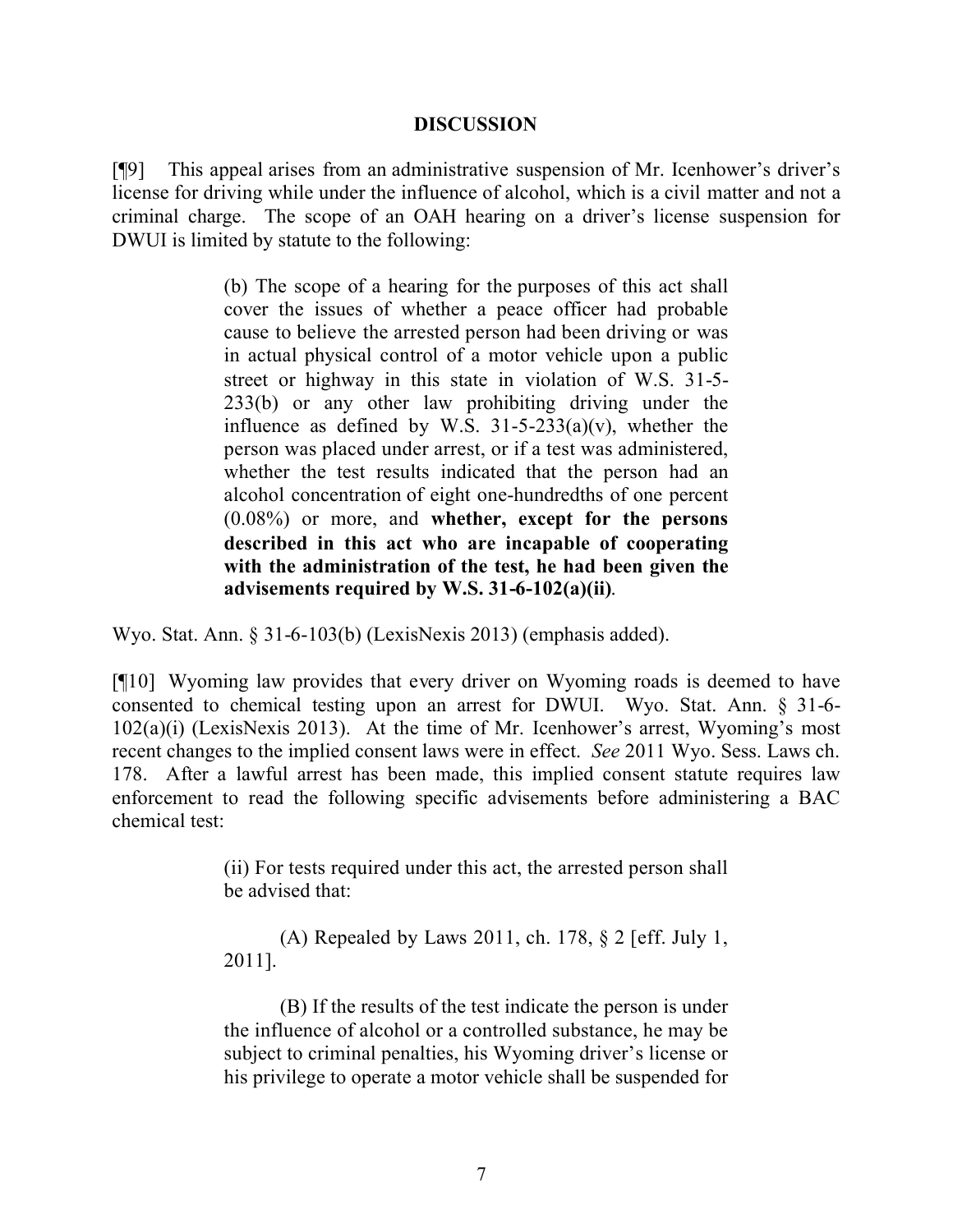## DISCUSSION

[¶9] This appeal arises from an administrative suspension of Mr. Icenhower's driver's license for driving while under the influence of alcohol, which is a civil matter and not a criminal charge. The scope of an OAH hearing on a driver's license suspension for DWUI is limited by statute to the following:

> (b) The scope of a hearing for the purposes of this act shall cover the issues of whether a peace officer had probable cause to believe the arrested person had been driving or was in actual physical control of a motor vehicle upon a public street or highway in this state in violation of W.S. 31-5-233(b) or any other law prohibiting driving under the influence as defined by W.S. 31-5-233(a)(v), whether the person was placed under arrest, or if a test was administered, whether the test results indicated that the person had an alcohol concentration of eight one-hundredths of one percent (0.08%) or more, and **whether, except for the persons described in this act who are incapable of cooperating with the administration of the test, he had been given the advisements required by W.S. 31-6-102(a)(ii)**.

Wyo. Stat. Ann. § 31-6-103(b) (LexisNexis 2013) (emphasis added).

[¶10] Wyoming law provides that every driver on Wyoming roads is deemed to have consented to chemical testing upon an arrest for DWUI. Wyo. Stat. Ann. § 31-6-102(a)(i) (LexisNexis 2013). At the time of Mr. Icenhower's arrest, Wyoming's most recent changes to the implied consent laws were in effect. *See* 2011 Wyo. Sess. Laws ch. 178. After a lawful arrest has been made, this implied consent statute requires law enforcement to read the following specific advisements before administering a BAC chemical test:

> (ii) For tests required under this act, the arrested person shall be advised that:
>
> (A) Repealed by Laws 2011, ch. 178, § 2 [eff. July 1, 2011].
>
> (B) If the results of the test indicate the person is under the influence of alcohol or a controlled substance, he may be subject to criminal penalties, his Wyoming driver's license or his privilege to operate a motor vehicle shall be suspended for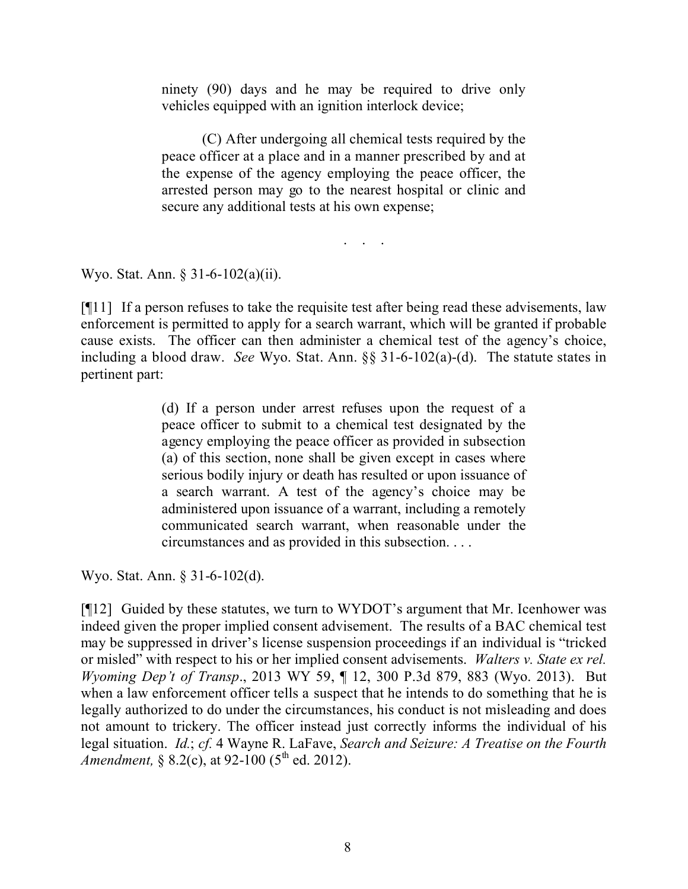> ninety (90) days and he may be required to drive only vehicles equipped with an ignition interlock device;
>
> (C) After undergoing all chemical tests required by the peace officer at a place and in a manner prescribed by and at the expense of the agency employing the peace officer, the arrested person may go to the nearest hospital or clinic and secure any additional tests at his own expense;
>
> . . .

Wyo. Stat. Ann. § 31-6-102(a)(ii).

[¶11] If a person refuses to take the requisite test after being read these advisements, law enforcement is permitted to apply for a search warrant, which will be granted if probable cause exists. The officer can then administer a chemical test of the agency's choice, including a blood draw. *See* Wyo. Stat. Ann. §§ 31-6-102(a)-(d). The statute states in pertinent part:

> (d) If a person under arrest refuses upon the request of a peace officer to submit to a chemical test designated by the agency employing the peace officer as provided in subsection (a) of this section, none shall be given except in cases where serious bodily injury or death has resulted or upon issuance of a search warrant. A test of the agency's choice may be administered upon issuance of a warrant, including a remotely communicated search warrant, when reasonable under the circumstances and as provided in this subsection. . . .

Wyo. Stat. Ann. § 31-6-102(d).

[¶12] Guided by these statutes, we turn to WYDOT's argument that Mr. Icenhower was indeed given the proper implied consent advisement. The results of a BAC chemical test may be suppressed in driver's license suspension proceedings if an individual is "tricked or misled" with respect to his or her implied consent advisements. *Walters v. State ex rel. Wyoming Dep't of Transp*., 2013 WY 59, ¶ 12, 300 P.3d 879, 883 (Wyo. 2013). But when a law enforcement officer tells a suspect that he intends to do something that he is legally authorized to do under the circumstances, his conduct is not misleading and does not amount to trickery. The officer instead just correctly informs the individual of his legal situation. *Id.*; *cf.* 4 Wayne R. LaFave, *Search and Seizure: A Treatise on the Fourth Amendment,* § 8.2(c), at 92-100 (5th ed. 2012).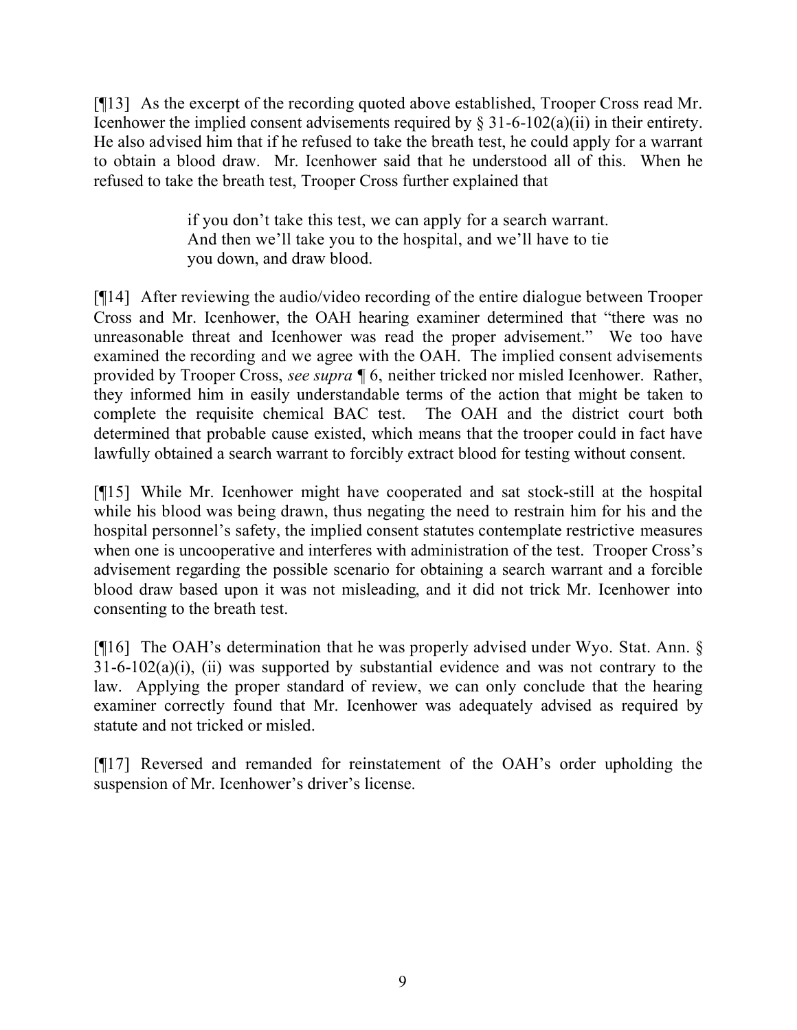[¶13] As the excerpt of the recording quoted above established, Trooper Cross read Mr. Icenhower the implied consent advisements required by § 31-6-102(a)(ii) in their entirety. He also advised him that if he refused to take the breath test, he could apply for a warrant to obtain a blood draw. Mr. Icenhower said that he understood all of this. When he refused to take the breath test, Trooper Cross further explained that

> if you don't take this test, we can apply for a search warrant. And then we'll take you to the hospital, and we'll have to tie you down, and draw blood.

[¶14] After reviewing the audio/video recording of the entire dialogue between Trooper Cross and Mr. Icenhower, the OAH hearing examiner determined that "there was no unreasonable threat and Icenhower was read the proper advisement." We too have examined the recording and we agree with the OAH. The implied consent advisements provided by Trooper Cross, *see supra* ¶ 6, neither tricked nor misled Icenhower. Rather, they informed him in easily understandable terms of the action that might be taken to complete the requisite chemical BAC test. The OAH and the district court both determined that probable cause existed, which means that the trooper could in fact have lawfully obtained a search warrant to forcibly extract blood for testing without consent.

[¶15] While Mr. Icenhower might have cooperated and sat stock-still at the hospital while his blood was being drawn, thus negating the need to restrain him for his and the hospital personnel's safety, the implied consent statutes contemplate restrictive measures when one is uncooperative and interferes with administration of the test. Trooper Cross's advisement regarding the possible scenario for obtaining a search warrant and a forcible blood draw based upon it was not misleading, and it did not trick Mr. Icenhower into consenting to the breath test.

[¶16] The OAH's determination that he was properly advised under Wyo. Stat. Ann. § 31-6-102(a)(i), (ii) was supported by substantial evidence and was not contrary to the law. Applying the proper standard of review, we can only conclude that the hearing examiner correctly found that Mr. Icenhower was adequately advised as required by statute and not tricked or misled.

[¶17] Reversed and remanded for reinstatement of the OAH's order upholding the suspension of Mr. Icenhower's driver's license.